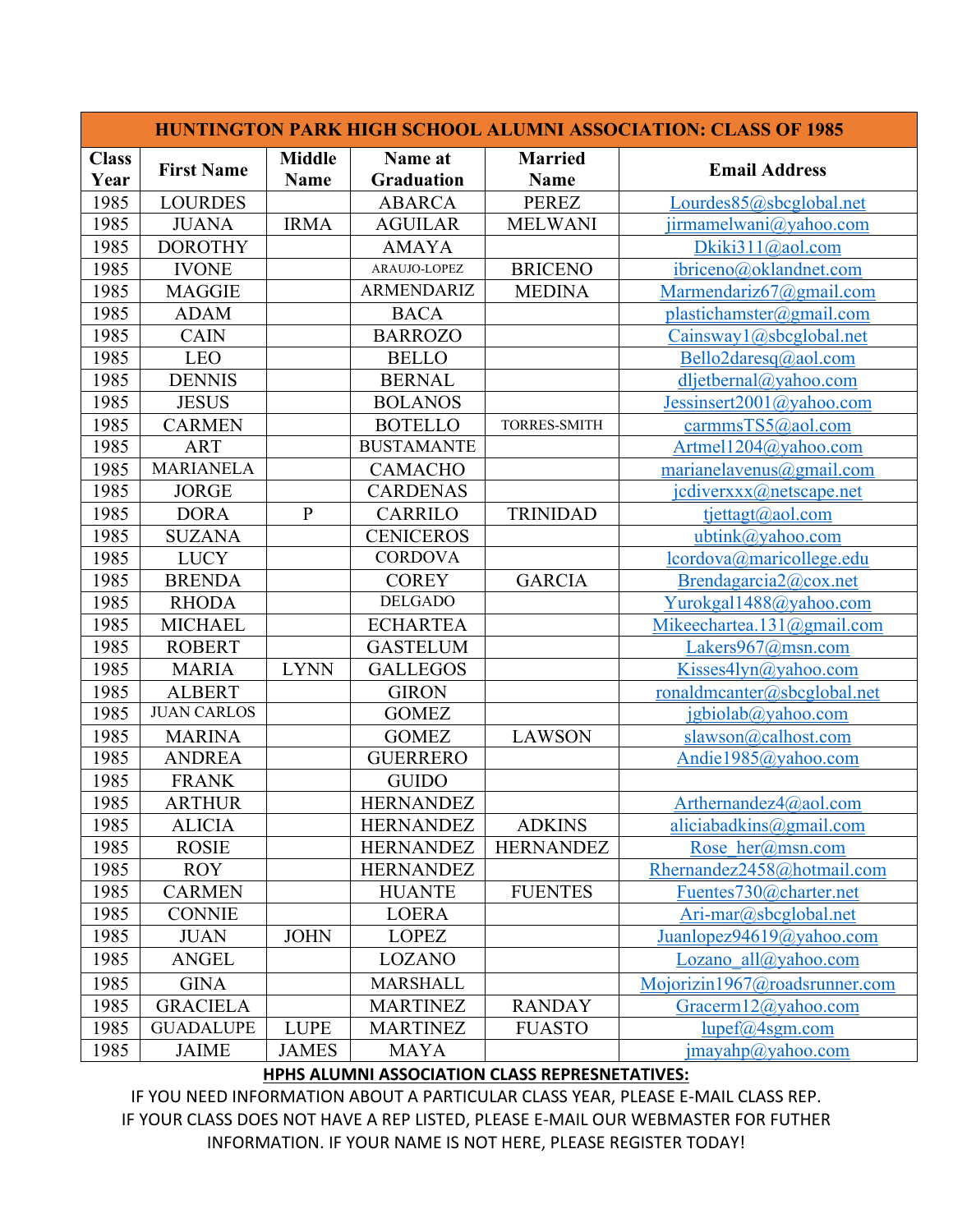| HUNTINGTON PARK HIGH SCHOOL ALUMNI ASSOCIATION: CLASS OF 1985 | | | | | |
|---|---|---|---|---|---|
| **Class Year** | **First Name** | **Middle Name** | **Name at Graduation** | **Married Name** | **Email Address** |
| 1985 | LOURDES | | ABARCA | PEREZ | Lourdes85@sbcglobal.net |
| 1985 | JUANA | IRMA | AGUILAR | MELWANI | jirmamelwani@yahoo.com |
| 1985 | DOROTHY | | AMAYA | | Dkiki311@aol.com |
| 1985 | IVONE | | ARAUJO-LOPEZ | BRICENO | ibriceno@oklandnet.com |
| 1985 | MAGGIE | | ARMENDARIZ | MEDINA | Marmendariz67@gmail.com |
| 1985 | ADAM | | BACA | | plastichamster@gmail.com |
| 1985 | CAIN | | BARROZO | | Cainsway1@sbcglobal.net |
| 1985 | LEO | | BELLO | | Bello2daresq@aol.com |
| 1985 | DENNIS | | BERNAL | | dljetbernal@yahoo.com |
| 1985 | JESUS | | BOLANOS | | Jessinsert2001@yahoo.com |
| 1985 | CARMEN | | BOTELLO | TORRES-SMITH | carmmsTS5@aol.com |
| 1985 | ART | | BUSTAMANTE | | Artmel1204@yahoo.com |
| 1985 | MARIANELA | | CAMACHO | | marianelavenus@gmail.com |
| 1985 | JORGE | | CARDENAS | | jcdiverxxx@netscape.net |
| 1985 | DORA | P | CARRILO | TRINIDAD | tjettagt@aol.com |
| 1985 | SUZANA | | CENICEROS | | ubtink@yahoo.com |
| 1985 | LUCY | | CORDOVA | | lcordova@maricollege.edu |
| 1985 | BRENDA | | COREY | GARCIA | Brendagarcia2@cox.net |
| 1985 | RHODA | | DELGADO | | Yurokgal1488@yahoo.com |
| 1985 | MICHAEL | | ECHARTEA | | Mikeechartea.131@gmail.com |
| 1985 | ROBERT | | GASTELUM | | Lakers967@msn.com |
| 1985 | MARIA | LYNN | GALLEGOS | | Kisses4lyn@yahoo.com |
| 1985 | ALBERT | | GIRON | | ronaldmcanter@sbcglobal.net |
| 1985 | JUAN CARLOS | | GOMEZ | | jgbiolab@yahoo.com |
| 1985 | MARINA | | GOMEZ | LAWSON | slawson@calhost.com |
| 1985 | ANDREA | | GUERRERO | | Andie1985@yahoo.com |
| 1985 | FRANK | | GUIDO | | |
| 1985 | ARTHUR | | HERNANDEZ | | Arthernandez4@aol.com |
| 1985 | ALICIA | | HERNANDEZ | ADKINS | aliciabadkins@gmail.com |
| 1985 | ROSIE | | HERNANDEZ | HERNANDEZ | Rose_her@msn.com |
| 1985 | ROY | | HERNANDEZ | | Rhernandez2458@hotmail.com |
| 1985 | CARMEN | | HUANTE | FUENTES | Fuentes730@charter.net |
| 1985 | CONNIE | | LOERA | | Ari-mar@sbcglobal.net |
| 1985 | JUAN | JOHN | LOPEZ | | Juanlopez94619@yahoo.com |
| 1985 | ANGEL | | LOZANO | | Lozano_all@yahoo.com |
| 1985 | GINA | | MARSHALL | | Mojorizin1967@roadsrunner.com |
| 1985 | GRACIELA | | MARTINEZ | RANDAY | Gracerm12@yahoo.com |
| 1985 | GUADALUPE | LUPE | MARTINEZ | FUASTO | lupef@4sgm.com |
| 1985 | JAIME | JAMES | MAYA | | jmayahp@yahoo.com |

**HPHS ALUMNI ASSOCIATION CLASS REPRESNETATIVES:**

IF YOU NEED INFORMATION ABOUT A PARTICULAR CLASS YEAR, PLEASE E-MAIL CLASS REP.
IF YOUR CLASS DOES NOT HAVE A REP LISTED, PLEASE E-MAIL OUR WEBMASTER FOR FUTHER INFORMATION. IF YOUR NAME IS NOT HERE, PLEASE REGISTER TODAY!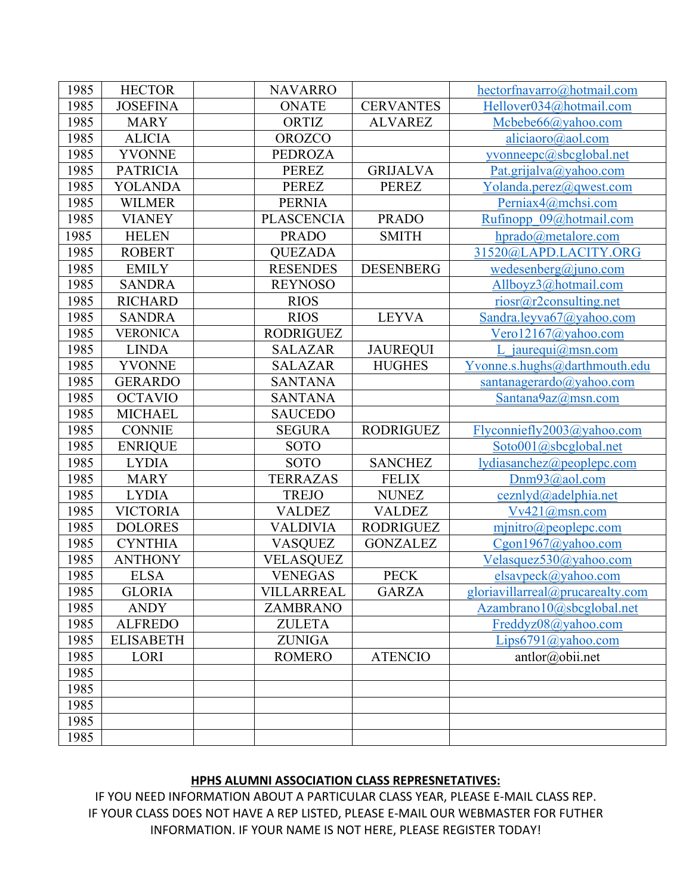| | | | | | |
|---|---|---|---|---|---|
| 1985 | HECTOR | | NAVARRO | | hectorfnavarro@hotmail.com |
| 1985 | JOSEFINA | | ONATE | CERVANTES | Hellover034@hotmail.com |
| 1985 | MARY | | ORTIZ | ALVAREZ | Mcbebe66@yahoo.com |
| 1985 | ALICIA | | OROZCO | | aliciaoro@aol.com |
| 1985 | YVONNE | | PEDROZA | | yvonneepc@sbcglobal.net |
| 1985 | PATRICIA | | PEREZ | GRIJALVA | Pat.grijalva@yahoo.com |
| 1985 | YOLANDA | | PEREZ | PEREZ | Yolanda.perez@qwest.com |
| 1985 | WILMER | | PERNIA | | Perniax4@mchsi.com |
| 1985 | VIANEY | | PLASCENCIA | PRADO | Rufinopp_09@hotmail.com |
| 1985 | HELEN | | PRADO | SMITH | hprado@metalore.com |
| 1985 | ROBERT | | QUEZADA | | 31520@LAPD.LACITY.ORG |
| 1985 | EMILY | | RESENDES | DESENBERG | wedesenberg@juno.com |
| 1985 | SANDRA | | REYNOSO | | Allboyz3@hotmail.com |
| 1985 | RICHARD | | RIOS | | riosr@r2consulting.net |
| 1985 | SANDRA | | RIOS | LEYVA | Sandra.leyva67@yahoo.com |
| 1985 | VERONICA | | RODRIGUEZ | | Vero12167@yahoo.com |
| 1985 | LINDA | | SALAZAR | JAUREQUI | L_jaurequi@msn.com |
| 1985 | YVONNE | | SALAZAR | HUGHES | Yvonne.s.hughs@darthmouth.edu |
| 1985 | GERARDO | | SANTANA | | santanagerardo@yahoo.com |
| 1985 | OCTAVIO | | SANTANA | | Santana9az@msn.com |
| 1985 | MICHAEL | | SAUCEDO | | |
| 1985 | CONNIE | | SEGURA | RODRIGUEZ | Flyconniefly2003@yahoo.com |
| 1985 | ENRIQUE | | SOTO | | Soto001@sbcglobal.net |
| 1985 | LYDIA | | SOTO | SANCHEZ | lydiasanchez@peoplepc.com |
| 1985 | MARY | | TERRAZAS | FELIX | Dnm93@aol.com |
| 1985 | LYDIA | | TREJO | NUNEZ | ceznlyd@adelphia.net |
| 1985 | VICTORIA | | VALDEZ | VALDEZ | Vv421@msn.com |
| 1985 | DOLORES | | VALDIVIA | RODRIGUEZ | mjnitro@peoplepc.com |
| 1985 | CYNTHIA | | VASQUEZ | GONZALEZ | Cgon1967@yahoo.com |
| 1985 | ANTHONY | | VELASQUEZ | | Velasquez530@yahoo.com |
| 1985 | ELSA | | VENEGAS | PECK | elsavpeck@yahoo.com |
| 1985 | GLORIA | | VILLARREAL | GARZA | gloriavillarreal@prucarealty.com |
| 1985 | ANDY | | ZAMBRANO | | Azambrano10@sbcglobal.net |
| 1985 | ALFREDO | | ZULETA | | Freddyz08@yahoo.com |
| 1985 | ELISABETH | | ZUNIGA | | Lips6791@yahoo.com |
| 1985 | LORI | | ROMERO | ATENCIO | antlor@obii.net |
| 1985 | | | | | |
| 1985 | | | | | |
| 1985 | | | | | |
| 1985 | | | | | |
| 1985 | | | | | |

**HPHS ALUMNI ASSOCIATION CLASS REPRESNETATIVES:**

IF YOU NEED INFORMATION ABOUT A PARTICULAR CLASS YEAR, PLEASE E-MAIL CLASS REP.
IF YOUR CLASS DOES NOT HAVE A REP LISTED, PLEASE E-MAIL OUR WEBMASTER FOR FUTHER INFORMATION. IF YOUR NAME IS NOT HERE, PLEASE REGISTER TODAY!